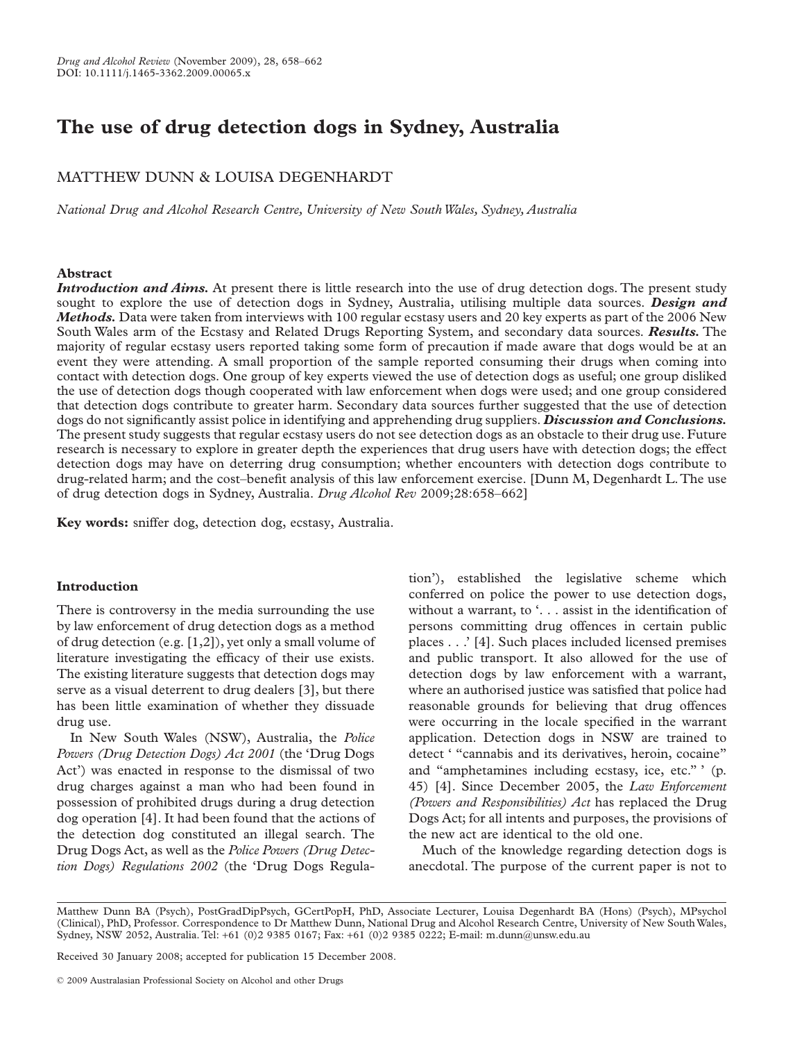# The use of drug detection dogs in Sydney, Australia

MATTHEW DUNN & LOUISA DEGENHARDT

*National Drug and Alcohol Research Centre, University of New South Wales, Sydney, Australia*

## Abstract

***Introduction and Aims.*** At present there is little research into the use of drug detection dogs. The present study sought to explore the use of detection dogs in Sydney, Australia, utilising multiple data sources. ***Design and Methods.*** Data were taken from interviews with 100 regular ecstasy users and 20 key experts as part of the 2006 New South Wales arm of the Ecstasy and Related Drugs Reporting System, and secondary data sources. ***Results.*** The majority of regular ecstasy users reported taking some form of precaution if made aware that dogs would be at an event they were attending. A small proportion of the sample reported consuming their drugs when coming into contact with detection dogs. One group of key experts viewed the use of detection dogs as useful; one group disliked the use of detection dogs though cooperated with law enforcement when dogs were used; and one group considered that detection dogs contribute to greater harm. Secondary data sources further suggested that the use of detection dogs do not significantly assist police in identifying and apprehending drug suppliers. ***Discussion and Conclusions.*** The present study suggests that regular ecstasy users do not see detection dogs as an obstacle to their drug use. Future research is necessary to explore in greater depth the experiences that drug users have with detection dogs; the effect detection dogs may have on deterring drug consumption; whether encounters with detection dogs contribute to drug-related harm; and the cost–benefit analysis of this law enforcement exercise. [Dunn M, Degenhardt L. The use of drug detection dogs in Sydney, Australia. *Drug Alcohol Rev* 2009;28:658–662]

**Key words:** sniffer dog, detection dog, ecstasy, Australia.

## Introduction

There is controversy in the media surrounding the use by law enforcement of drug detection dogs as a method of drug detection (e.g. [1,2]), yet only a small volume of literature investigating the efficacy of their use exists. The existing literature suggests that detection dogs may serve as a visual deterrent to drug dealers [3], but there has been little examination of whether they dissuade drug use.

In New South Wales (NSW), Australia, the *Police Powers (Drug Detection Dogs) Act 2001* (the 'Drug Dogs Act') was enacted in response to the dismissal of two drug charges against a man who had been found in possession of prohibited drugs during a drug detection dog operation [4]. It had been found that the actions of the detection dog constituted an illegal search. The Drug Dogs Act, as well as the *Police Powers (Drug Detection Dogs) Regulations 2002* (the 'Drug Dogs Regulation'), established the legislative scheme which conferred on police the power to use detection dogs, without a warrant, to '. . . assist in the identification of persons committing drug offences in certain public places . . .' [4]. Such places included licensed premises and public transport. It also allowed for the use of detection dogs by law enforcement with a warrant, where an authorised justice was satisfied that police had reasonable grounds for believing that drug offences were occurring in the locale specified in the warrant application. Detection dogs in NSW are trained to detect ' "cannabis and its derivatives, heroin, cocaine" and "amphetamines including ecstasy, ice, etc." ' (p. 45) [4]. Since December 2005, the *Law Enforcement (Powers and Responsibilities) Act* has replaced the Drug Dogs Act; for all intents and purposes, the provisions of the new act are identical to the old one.

Much of the knowledge regarding detection dogs is anecdotal. The purpose of the current paper is not to

---

Matthew Dunn BA (Psych), PostGradDipPsych, GCertPopH, PhD, Associate Lecturer, Louisa Degenhardt BA (Hons) (Psych), MPsychol (Clinical), PhD, Professor. Correspondence to Dr Matthew Dunn, National Drug and Alcohol Research Centre, University of New South Wales, Sydney, NSW 2052, Australia. Tel: +61 (0)2 9385 0167; Fax: +61 (0)2 9385 0222; E-mail: m.dunn@unsw.edu.au

Received 30 January 2008; accepted for publication 15 December 2008.

© 2009 Australasian Professional Society on Alcohol and other Drugs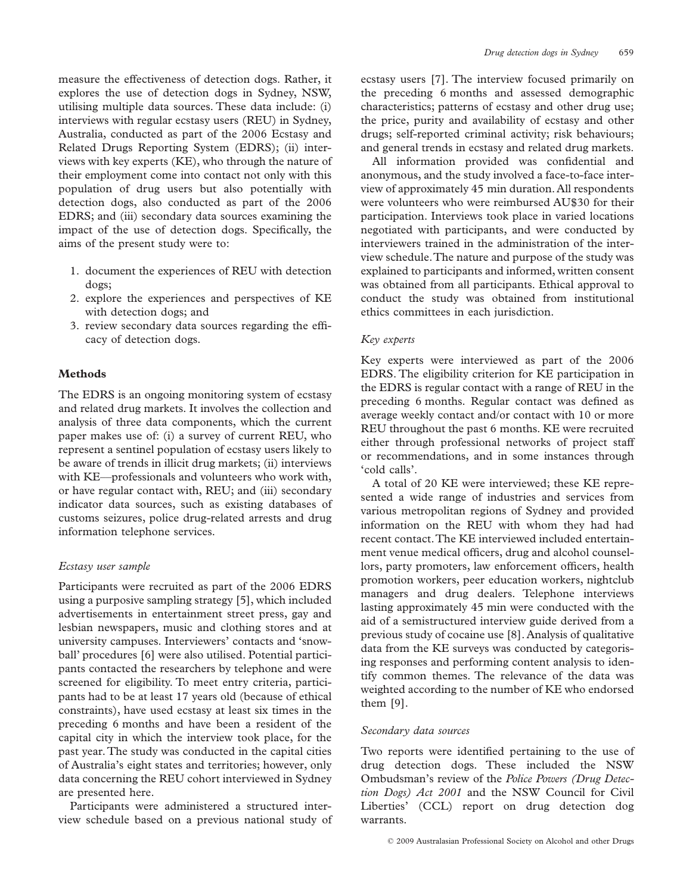measure the effectiveness of detection dogs. Rather, it explores the use of detection dogs in Sydney, NSW, utilising multiple data sources. These data include: (i) interviews with regular ecstasy users (REU) in Sydney, Australia, conducted as part of the 2006 Ecstasy and Related Drugs Reporting System (EDRS); (ii) interviews with key experts (KE), who through the nature of their employment come into contact not only with this population of drug users but also potentially with detection dogs, also conducted as part of the 2006 EDRS; and (iii) secondary data sources examining the impact of the use of detection dogs. Specifically, the aims of the present study were to:

1. document the experiences of REU with detection dogs;
2. explore the experiences and perspectives of KE with detection dogs; and
3. review secondary data sources regarding the efficacy of detection dogs.

## Methods

The EDRS is an ongoing monitoring system of ecstasy and related drug markets. It involves the collection and analysis of three data components, which the current paper makes use of: (i) a survey of current REU, who represent a sentinel population of ecstasy users likely to be aware of trends in illicit drug markets; (ii) interviews with KE—professionals and volunteers who work with, or have regular contact with, REU; and (iii) secondary indicator data sources, such as existing databases of customs seizures, police drug-related arrests and drug information telephone services.

### *Ecstasy user sample*

Participants were recruited as part of the 2006 EDRS using a purposive sampling strategy [5], which included advertisements in entertainment street press, gay and lesbian newspapers, music and clothing stores and at university campuses. Interviewers' contacts and 'snowball' procedures [6] were also utilised. Potential participants contacted the researchers by telephone and were screened for eligibility. To meet entry criteria, participants had to be at least 17 years old (because of ethical constraints), have used ecstasy at least six times in the preceding 6 months and have been a resident of the capital city in which the interview took place, for the past year. The study was conducted in the capital cities of Australia's eight states and territories; however, only data concerning the REU cohort interviewed in Sydney are presented here.

Participants were administered a structured interview schedule based on a previous national study of ecstasy users [7]. The interview focused primarily on the preceding 6 months and assessed demographic characteristics; patterns of ecstasy and other drug use; the price, purity and availability of ecstasy and other drugs; self-reported criminal activity; risk behaviours; and general trends in ecstasy and related drug markets.

All information provided was confidential and anonymous, and the study involved a face-to-face interview of approximately 45 min duration. All respondents were volunteers who were reimbursed AU$30 for their participation. Interviews took place in varied locations negotiated with participants, and were conducted by interviewers trained in the administration of the interview schedule. The nature and purpose of the study was explained to participants and informed, written consent was obtained from all participants. Ethical approval to conduct the study was obtained from institutional ethics committees in each jurisdiction.

### *Key experts*

Key experts were interviewed as part of the 2006 EDRS. The eligibility criterion for KE participation in the EDRS is regular contact with a range of REU in the preceding 6 months. Regular contact was defined as average weekly contact and/or contact with 10 or more REU throughout the past 6 months. KE were recruited either through professional networks of project staff or recommendations, and in some instances through 'cold calls'.

A total of 20 KE were interviewed; these KE represented a wide range of industries and services from various metropolitan regions of Sydney and provided information on the REU with whom they had had recent contact. The KE interviewed included entertainment venue medical officers, drug and alcohol counsellors, party promoters, law enforcement officers, health promotion workers, peer education workers, nightclub managers and drug dealers. Telephone interviews lasting approximately 45 min were conducted with the aid of a semistructured interview guide derived from a previous study of cocaine use [8]. Analysis of qualitative data from the KE surveys was conducted by categorising responses and performing content analysis to identify common themes. The relevance of the data was weighted according to the number of KE who endorsed them [9].

### *Secondary data sources*

Two reports were identified pertaining to the use of drug detection dogs. These included the NSW Ombudsman's review of the *Police Powers (Drug Detection Dogs) Act 2001* and the NSW Council for Civil Liberties' (CCL) report on drug detection dog warrants.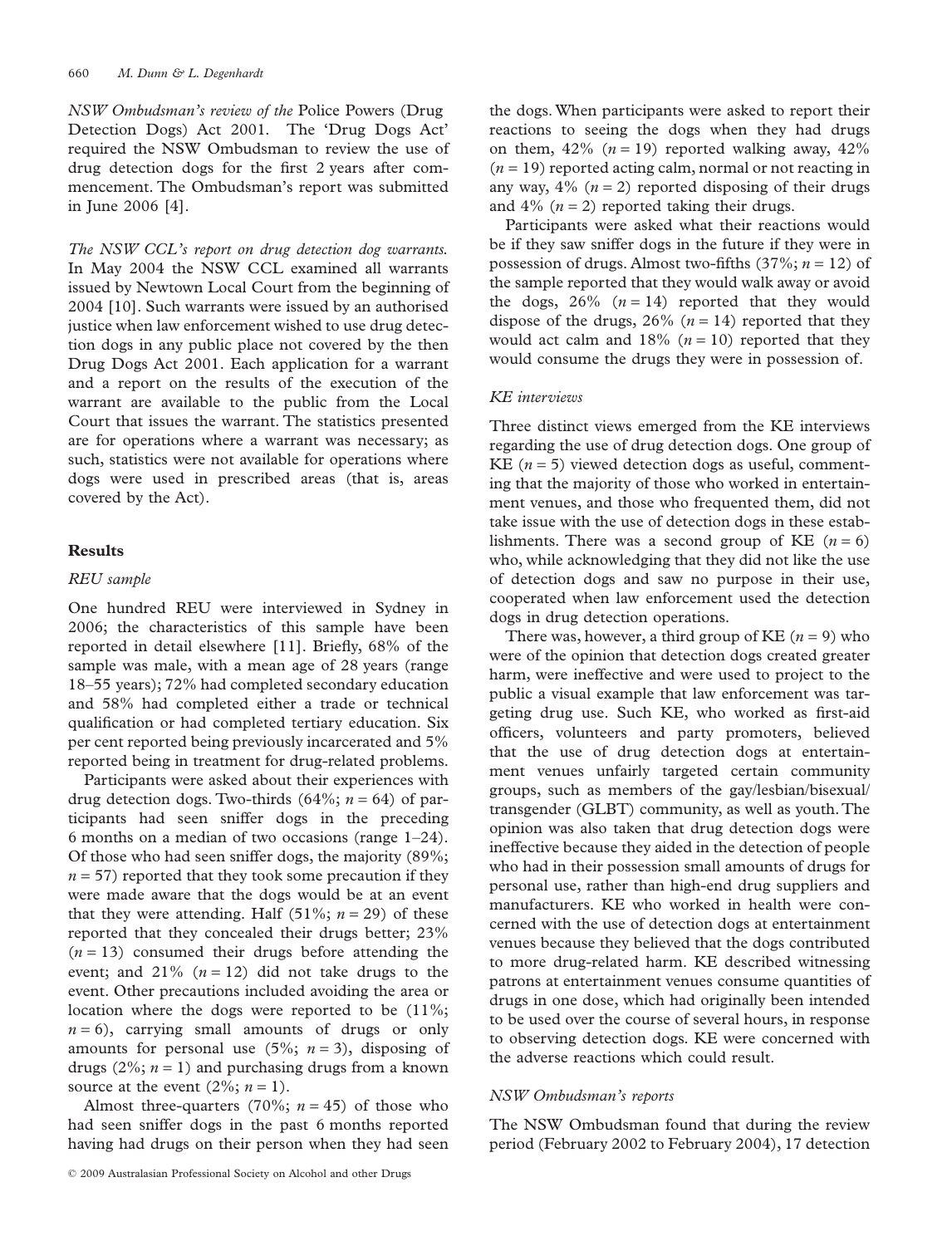*NSW Ombudsman's review of the* Police Powers (Drug Detection Dogs) Act 2001. The 'Drug Dogs Act' required the NSW Ombudsman to review the use of drug detection dogs for the first 2 years after commencement. The Ombudsman's report was submitted in June 2006 [4].

*The NSW CCL's report on drug detection dog warrants.* In May 2004 the NSW CCL examined all warrants issued by Newtown Local Court from the beginning of 2004 [10]. Such warrants were issued by an authorised justice when law enforcement wished to use drug detection dogs in any public place not covered by the then Drug Dogs Act 2001. Each application for a warrant and a report on the results of the execution of the warrant are available to the public from the Local Court that issues the warrant. The statistics presented are for operations where a warrant was necessary; as such, statistics were not available for operations where dogs were used in prescribed areas (that is, areas covered by the Act).

## Results

### *REU sample*

One hundred REU were interviewed in Sydney in 2006; the characteristics of this sample have been reported in detail elsewhere [11]. Briefly, 68% of the sample was male, with a mean age of 28 years (range 18–55 years); 72% had completed secondary education and 58% had completed either a trade or technical qualification or had completed tertiary education. Six per cent reported being previously incarcerated and 5% reported being in treatment for drug-related problems.

Participants were asked about their experiences with drug detection dogs. Two-thirds (64%; $n = 64$) of participants had seen sniffer dogs in the preceding 6 months on a median of two occasions (range 1–24). Of those who had seen sniffer dogs, the majority (89%; $n = 57$) reported that they took some precaution if they were made aware that the dogs would be at an event that they were attending. Half (51%; $n = 29$) of these reported that they concealed their drugs better; 23% ($n = 13$) consumed their drugs before attending the event; and 21% ($n = 12$) did not take drugs to the event. Other precautions included avoiding the area or location where the dogs were reported to be (11%; $n = 6$), carrying small amounts of drugs or only amounts for personal use (5%; $n = 3$), disposing of drugs (2%; $n = 1$) and purchasing drugs from a known source at the event (2%; $n = 1$).

Almost three-quarters (70%; $n = 45$) of those who had seen sniffer dogs in the past 6 months reported having had drugs on their person when they had seen the dogs. When participants were asked to report their reactions to seeing the dogs when they had drugs on them, 42% ($n = 19$) reported walking away, 42% ($n = 19$) reported acting calm, normal or not reacting in any way, 4% ($n = 2$) reported disposing of their drugs and 4% ($n = 2$) reported taking their drugs.

Participants were asked what their reactions would be if they saw sniffer dogs in the future if they were in possession of drugs. Almost two-fifths (37%; $n = 12$) of the sample reported that they would walk away or avoid the dogs, 26% ($n = 14$) reported that they would dispose of the drugs, 26% ($n = 14$) reported that they would act calm and 18% ($n = 10$) reported that they would consume the drugs they were in possession of.

### *KE interviews*

Three distinct views emerged from the KE interviews regarding the use of drug detection dogs. One group of KE ($n = 5$) viewed detection dogs as useful, commenting that the majority of those who worked in entertainment venues, and those who frequented them, did not take issue with the use of detection dogs in these establishments. There was a second group of KE ($n = 6$) who, while acknowledging that they did not like the use of detection dogs and saw no purpose in their use, cooperated when law enforcement used the detection dogs in drug detection operations.

There was, however, a third group of KE ($n = 9$) who were of the opinion that detection dogs created greater harm, were ineffective and were used to project to the public a visual example that law enforcement was targeting drug use. Such KE, who worked as first-aid officers, volunteers and party promoters, believed that the use of drug detection dogs at entertainment venues unfairly targeted certain community groups, such as members of the gay/lesbian/bisexual/transgender (GLBT) community, as well as youth. The opinion was also taken that drug detection dogs were ineffective because they aided in the detection of people who had in their possession small amounts of drugs for personal use, rather than high-end drug suppliers and manufacturers. KE who worked in health were concerned with the use of detection dogs at entertainment venues because they believed that the dogs contributed to more drug-related harm. KE described witnessing patrons at entertainment venues consume quantities of drugs in one dose, which had originally been intended to be used over the course of several hours, in response to observing detection dogs. KE were concerned with the adverse reactions which could result.

### *NSW Ombudsman's reports*

The NSW Ombudsman found that during the review period (February 2002 to February 2004), 17 detection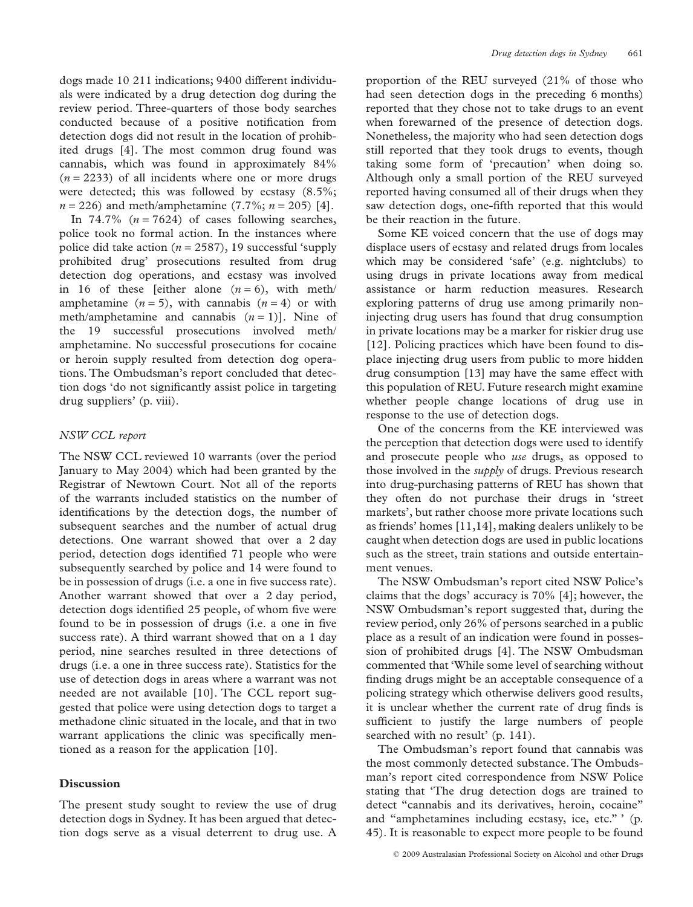dogs made 10 211 indications; 9400 different individuals were indicated by a drug detection dog during the review period. Three-quarters of those body searches conducted because of a positive notification from detection dogs did not result in the location of prohibited drugs [4]. The most common drug found was cannabis, which was found in approximately 84% ($n = 2233$) of all incidents where one or more drugs were detected; this was followed by ecstasy (8.5%; $n = 226$) and meth/amphetamine (7.7%; $n = 205$) [4].

In 74.7% ($n = 7624$) of cases following searches, police took no formal action. In the instances where police did take action ($n = 2587$), 19 successful 'supply prohibited drug' prosecutions resulted from drug detection dog operations, and ecstasy was involved in 16 of these [either alone ($n = 6$), with meth/amphetamine ($n = 5$), with cannabis ($n = 4$) or with meth/amphetamine and cannabis ($n = 1$)]. Nine of the 19 successful prosecutions involved meth/amphetamine. No successful prosecutions for cocaine or heroin supply resulted from detection dog operations. The Ombudsman's report concluded that detection dogs 'do not significantly assist police in targeting drug suppliers' (p. viii).

### *NSW CCL report*

The NSW CCL reviewed 10 warrants (over the period January to May 2004) which had been granted by the Registrar of Newtown Court. Not all of the reports of the warrants included statistics on the number of identifications by the detection dogs, the number of subsequent searches and the number of actual drug detections. One warrant showed that over a 2 day period, detection dogs identified 71 people who were subsequently searched by police and 14 were found to be in possession of drugs (i.e. a one in five success rate). Another warrant showed that over a 2 day period, detection dogs identified 25 people, of whom five were found to be in possession of drugs (i.e. a one in five success rate). A third warrant showed that on a 1 day period, nine searches resulted in three detections of drugs (i.e. a one in three success rate). Statistics for the use of detection dogs in areas where a warrant was not needed are not available [10]. The CCL report suggested that police were using detection dogs to target a methadone clinic situated in the locale, and that in two warrant applications the clinic was specifically mentioned as a reason for the application [10].

## Discussion

The present study sought to review the use of drug detection dogs in Sydney. It has been argued that detection dogs serve as a visual deterrent to drug use. A proportion of the REU surveyed (21% of those who had seen detection dogs in the preceding 6 months) reported that they chose not to take drugs to an event when forewarned of the presence of detection dogs. Nonetheless, the majority who had seen detection dogs still reported that they took drugs to events, though taking some form of 'precaution' when doing so. Although only a small portion of the REU surveyed reported having consumed all of their drugs when they saw detection dogs, one-fifth reported that this would be their reaction in the future.

Some KE voiced concern that the use of dogs may displace users of ecstasy and related drugs from locales which may be considered 'safe' (e.g. nightclubs) to using drugs in private locations away from medical assistance or harm reduction measures. Research exploring patterns of drug use among primarily non-injecting drug users has found that drug consumption in private locations may be a marker for riskier drug use [12]. Policing practices which have been found to displace injecting drug users from public to more hidden drug consumption [13] may have the same effect with this population of REU. Future research might examine whether people change locations of drug use in response to the use of detection dogs.

One of the concerns from the KE interviewed was the perception that detection dogs were used to identify and prosecute people who *use* drugs, as opposed to those involved in the *supply* of drugs. Previous research into drug-purchasing patterns of REU has shown that they often do not purchase their drugs in 'street markets', but rather choose more private locations such as friends' homes [11,14], making dealers unlikely to be caught when detection dogs are used in public locations such as the street, train stations and outside entertainment venues.

The NSW Ombudsman's report cited NSW Police's claims that the dogs' accuracy is 70% [4]; however, the NSW Ombudsman's report suggested that, during the review period, only 26% of persons searched in a public place as a result of an indication were found in possession of prohibited drugs [4]. The NSW Ombudsman commented that 'While some level of searching without finding drugs might be an acceptable consequence of a policing strategy which otherwise delivers good results, it is unclear whether the current rate of drug finds is sufficient to justify the large numbers of people searched with no result' (p. 141).

The Ombudsman's report found that cannabis was the most commonly detected substance. The Ombudsman's report cited correspondence from NSW Police stating that 'The drug detection dogs are trained to detect "cannabis and its derivatives, heroin, cocaine" and "amphetamines including ecstasy, ice, etc." ' (p. 45). It is reasonable to expect more people to be found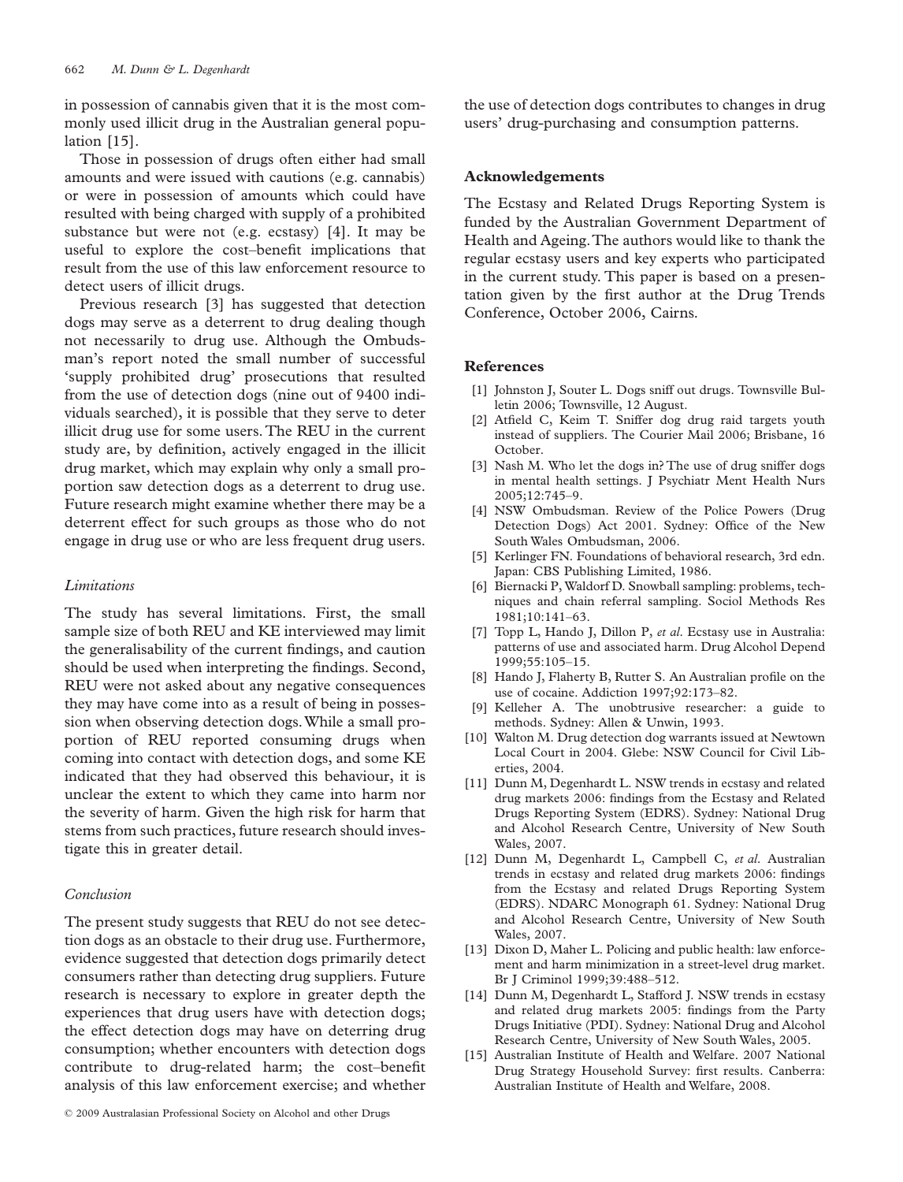in possession of cannabis given that it is the most commonly used illicit drug in the Australian general population [15].

Those in possession of drugs often either had small amounts and were issued with cautions (e.g. cannabis) or were in possession of amounts which could have resulted with being charged with supply of a prohibited substance but were not (e.g. ecstasy) [4]. It may be useful to explore the cost–benefit implications that result from the use of this law enforcement resource to detect users of illicit drugs.

Previous research [3] has suggested that detection dogs may serve as a deterrent to drug dealing though not necessarily to drug use. Although the Ombudsman's report noted the small number of successful 'supply prohibited drug' prosecutions that resulted from the use of detection dogs (nine out of 9400 individuals searched), it is possible that they serve to deter illicit drug use for some users. The REU in the current study are, by definition, actively engaged in the illicit drug market, which may explain why only a small proportion saw detection dogs as a deterrent to drug use. Future research might examine whether there may be a deterrent effect for such groups as those who do not engage in drug use or who are less frequent drug users.

### *Limitations*

The study has several limitations. First, the small sample size of both REU and KE interviewed may limit the generalisability of the current findings, and caution should be used when interpreting the findings. Second, REU were not asked about any negative consequences they may have come into as a result of being in possession when observing detection dogs. While a small proportion of REU reported consuming drugs when coming into contact with detection dogs, and some KE indicated that they had observed this behaviour, it is unclear the extent to which they came into harm nor the severity of harm. Given the high risk for harm that stems from such practices, future research should investigate this in greater detail.

### *Conclusion*

The present study suggests that REU do not see detection dogs as an obstacle to their drug use. Furthermore, evidence suggested that detection dogs primarily detect consumers rather than detecting drug suppliers. Future research is necessary to explore in greater depth the experiences that drug users have with detection dogs; the effect detection dogs may have on deterring drug consumption; whether encounters with detection dogs contribute to drug-related harm; the cost–benefit analysis of this law enforcement exercise; and whether the use of detection dogs contributes to changes in drug users' drug-purchasing and consumption patterns.

## Acknowledgements

The Ecstasy and Related Drugs Reporting System is funded by the Australian Government Department of Health and Ageing. The authors would like to thank the regular ecstasy users and key experts who participated in the current study. This paper is based on a presentation given by the first author at the Drug Trends Conference, October 2006, Cairns.

## References

[1] Johnston J, Souter L. Dogs sniff out drugs. Townsville Bulletin 2006; Townsville, 12 August.

[2] Atfield C, Keim T. Sniffer dog drug raid targets youth instead of suppliers. The Courier Mail 2006; Brisbane, 16 October.

[3] Nash M. Who let the dogs in? The use of drug sniffer dogs in mental health settings. J Psychiatr Ment Health Nurs 2005;12:745–9.

[4] NSW Ombudsman. Review of the Police Powers (Drug Detection Dogs) Act 2001. Sydney: Office of the New South Wales Ombudsman, 2006.

[5] Kerlinger FN. Foundations of behavioral research, 3rd edn. Japan: CBS Publishing Limited, 1986.

[6] Biernacki P, Waldorf D. Snowball sampling: problems, techniques and chain referral sampling. Sociol Methods Res 1981;10:141–63.

[7] Topp L, Hando J, Dillon P, *et al*. Ecstasy use in Australia: patterns of use and associated harm. Drug Alcohol Depend 1999;55:105–15.

[8] Hando J, Flaherty B, Rutter S. An Australian profile on the use of cocaine. Addiction 1997;92:173–82.

[9] Kelleher A. The unobtrusive researcher: a guide to methods. Sydney: Allen & Unwin, 1993.

[10] Walton M. Drug detection dog warrants issued at Newtown Local Court in 2004. Glebe: NSW Council for Civil Liberties, 2004.

[11] Dunn M, Degenhardt L. NSW trends in ecstasy and related drug markets 2006: findings from the Ecstasy and Related Drugs Reporting System (EDRS). Sydney: National Drug and Alcohol Research Centre, University of New South Wales, 2007.

[12] Dunn M, Degenhardt L, Campbell C, *et al*. Australian trends in ecstasy and related drug markets 2006: findings from the Ecstasy and related Drugs Reporting System (EDRS). NDARC Monograph 61. Sydney: National Drug and Alcohol Research Centre, University of New South Wales, 2007.

[13] Dixon D, Maher L. Policing and public health: law enforcement and harm minimization in a street-level drug market. Br J Criminol 1999;39:488–512.

[14] Dunn M, Degenhardt L, Stafford J. NSW trends in ecstasy and related drug markets 2005: findings from the Party Drugs Initiative (PDI). Sydney: National Drug and Alcohol Research Centre, University of New South Wales, 2005.

[15] Australian Institute of Health and Welfare. 2007 National Drug Strategy Household Survey: first results. Canberra: Australian Institute of Health and Welfare, 2008.